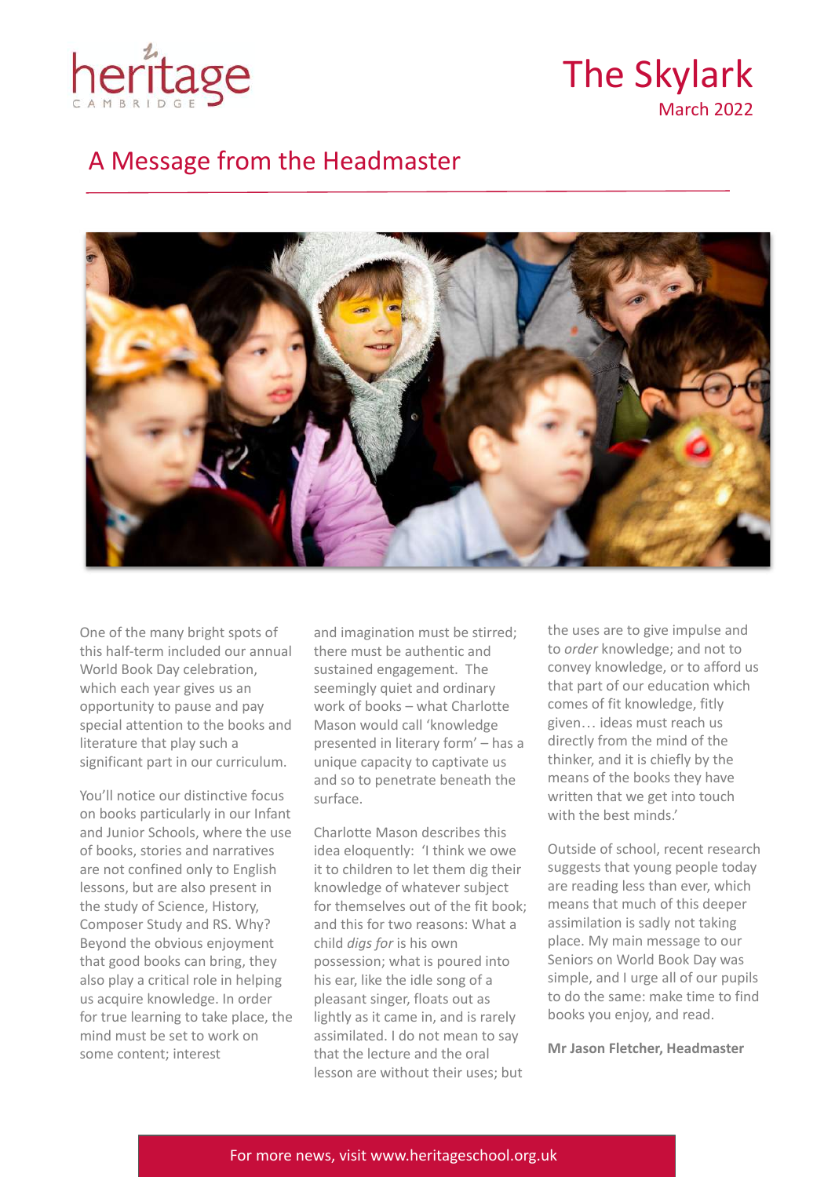heritage
CAMBRIDGE

# The Skylark

March 2022

## A Message from the Headmaster

One of the many bright spots of this half-term included our annual World Book Day celebration, which each year gives us an opportunity to pause and pay special attention to the books and literature that play such a significant part in our curriculum.

You'll notice our distinctive focus on books particularly in our Infant and Junior Schools, where the use of books, stories and narratives are not confined only to English lessons, but are also present in the study of Science, History, Composer Study and RS. Why? Beyond the obvious enjoyment that good books can bring, they also play a critical role in helping us acquire knowledge. In order for true learning to take place, the mind must be set to work on some content; interest and imagination must be stirred; there must be authentic and sustained engagement. The seemingly quiet and ordinary work of books – what Charlotte Mason would call 'knowledge presented in literary form' – has a unique capacity to captivate us and so to penetrate beneath the surface.

Charlotte Mason describes this idea eloquently: 'I think we owe it to children to let them dig their knowledge of whatever subject for themselves out of the fit book; and this for two reasons: What a child *digs for* is his own possession; what is poured into his ear, like the idle song of a pleasant singer, floats out as lightly as it came in, and is rarely assimilated. I do not mean to say that the lecture and the oral lesson are without their uses; but the uses are to give impulse and to *order* knowledge; and not to convey knowledge, or to afford us that part of our education which comes of fit knowledge, fitly given… ideas must reach us directly from the mind of the thinker, and it is chiefly by the means of the books they have written that we get into touch with the best minds.'

Outside of school, recent research suggests that young people today are reading less than ever, which means that much of this deeper assimilation is sadly not taking place. My main message to our Seniors on World Book Day was simple, and I urge all of our pupils to do the same: make time to find books you enjoy, and read.

**Mr Jason Fletcher, Headmaster**

For more news, visit www.heritageschool.org.uk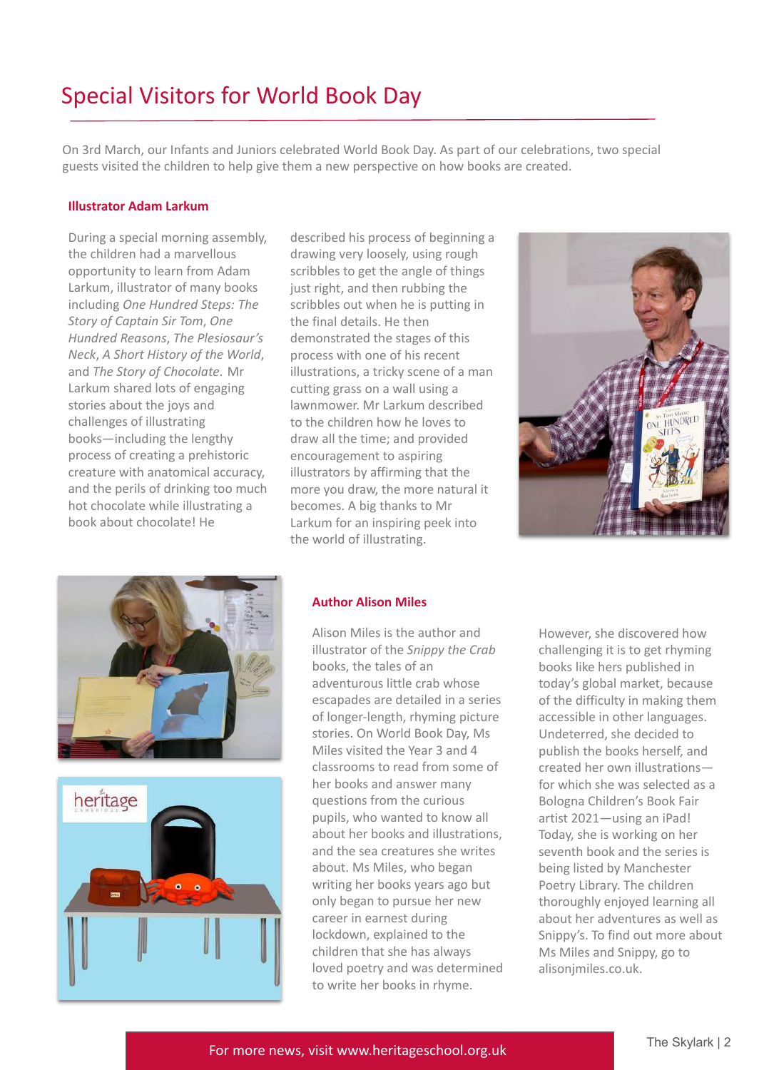# Special Visitors for World Book Day

On 3rd March, our Infants and Juniors celebrated World Book Day. As part of our celebrations, two special guests visited the children to help give them a new perspective on how books are created.

### Illustrator Adam Larkum

During a special morning assembly, the children had a marvellous opportunity to learn from Adam Larkum, illustrator of many books including *One Hundred Steps: The Story of Captain Sir Tom*, *One Hundred Reasons*, *The Plesiosaur's Neck*, *A Short History of the World*, and *The Story of Chocolate*. Mr Larkum shared lots of engaging stories about the joys and challenges of illustrating books—including the lengthy process of creating a prehistoric creature with anatomical accuracy, and the perils of drinking too much hot chocolate while illustrating a book about chocolate! He described his process of beginning a drawing very loosely, using rough scribbles to get the angle of things just right, and then rubbing the scribbles out when he is putting in the final details. He then demonstrated the stages of this process with one of his recent illustrations, a tricky scene of a man cutting grass on a wall using a lawnmower. Mr Larkum described to the children how he loves to draw all the time; and provided encouragement to aspiring illustrators by affirming that the more you draw, the more natural it becomes. A big thanks to Mr Larkum for an inspiring peek into the world of illustrating.

### Author Alison Miles

Alison Miles is the author and illustrator of the *Snippy the Crab* books, the tales of an adventurous little crab whose escapades are detailed in a series of longer-length, rhyming picture stories. On World Book Day, Ms Miles visited the Year 3 and 4 classrooms to read from some of her books and answer many questions from the curious pupils, who wanted to know all about her books and illustrations, and the sea creatures she writes about. Ms Miles, who began writing her books years ago but only began to pursue her new career in earnest during lockdown, explained to the children that she has always loved poetry and was determined to write her books in rhyme. However, she discovered how challenging it is to get rhyming books like hers published in today's global market, because of the difficulty in making them accessible in other languages. Undeterred, she decided to publish the books herself, and created her own illustrations—for which she was selected as a Bologna Children's Book Fair artist 2021—using an iPad! Today, she is working on her seventh book and the series is being listed by Manchester Poetry Library. The children thoroughly enjoyed learning all about her adventures as well as Snippy's. To find out more about Ms Miles and Snippy, go to alisonjmiles.co.uk.

For more news, visit www.heritageschool.org.uk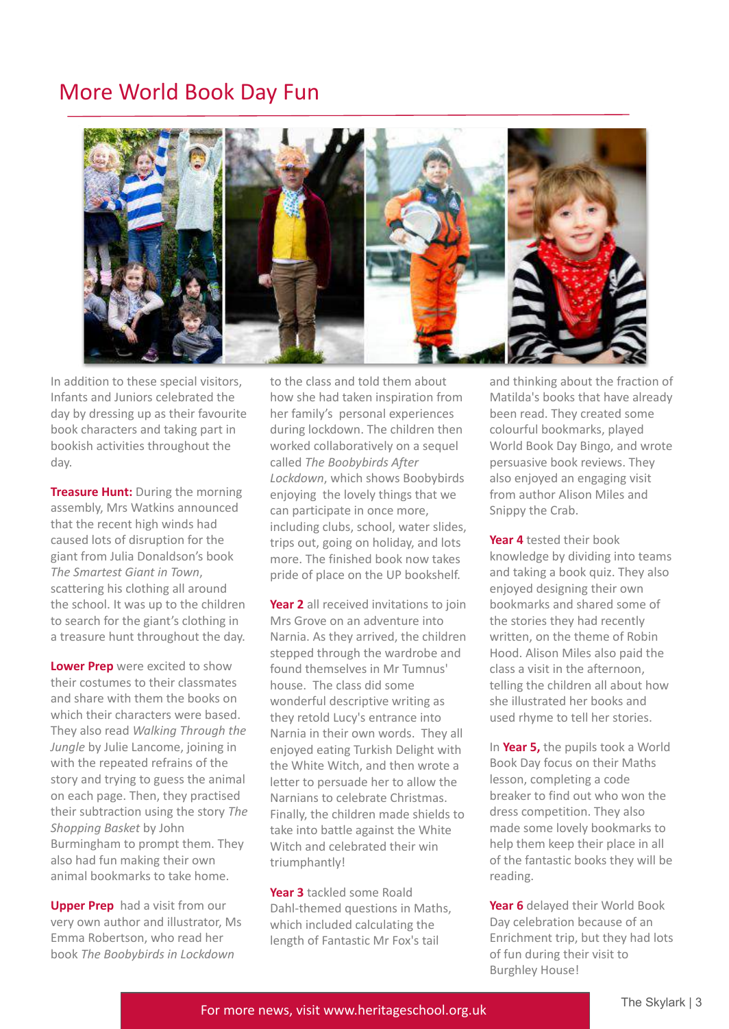# More World Book Day Fun

In addition to these special visitors, Infants and Juniors celebrated the day by dressing up as their favourite book characters and taking part in bookish activities throughout the day.

**Treasure Hunt:** During the morning assembly, Mrs Watkins announced that the recent high winds had caused lots of disruption for the giant from Julia Donaldson's book *The Smartest Giant in Town*, scattering his clothing all around the school. It was up to the children to search for the giant's clothing in a treasure hunt throughout the day.

**Lower Prep** were excited to show their costumes to their classmates and share with them the books on which their characters were based. They also read *Walking Through the Jungle* by Julie Lancome, joining in with the repeated refrains of the story and trying to guess the animal on each page. Then, they practised their subtraction using the story *The Shopping Basket* by John Burmingham to prompt them. They also had fun making their own animal bookmarks to take home.

**Upper Prep** had a visit from our very own author and illustrator, Ms Emma Robertson, who read her book *The Boobybirds in Lockdown* to the class and told them about how she had taken inspiration from her family's personal experiences during lockdown. The children then worked collaboratively on a sequel called *The Boobybirds After Lockdown*, which shows Boobybirds enjoying the lovely things that we can participate in once more, including clubs, school, water slides, trips out, going on holiday, and lots more. The finished book now takes pride of place on the UP bookshelf.

**Year 2** all received invitations to join Mrs Grove on an adventure into Narnia. As they arrived, the children stepped through the wardrobe and found themselves in Mr Tumnus' house. The class did some wonderful descriptive writing as they retold Lucy's entrance into Narnia in their own words. They all enjoyed eating Turkish Delight with the White Witch, and then wrote a letter to persuade her to allow the Narnians to celebrate Christmas. Finally, the children made shields to take into battle against the White Witch and celebrated their win triumphantly!

**Year 3** tackled some Roald Dahl-themed questions in Maths, which included calculating the length of Fantastic Mr Fox's tail and thinking about the fraction of Matilda's books that have already been read. They created some colourful bookmarks, played World Book Day Bingo, and wrote persuasive book reviews. They also enjoyed an engaging visit from author Alison Miles and Snippy the Crab.

**Year 4** tested their book knowledge by dividing into teams and taking a book quiz. They also enjoyed designing their own bookmarks and shared some of the stories they had recently written, on the theme of Robin Hood. Alison Miles also paid the class a visit in the afternoon, telling the children all about how she illustrated her books and used rhyme to tell her stories.

In **Year 5,** the pupils took a World Book Day focus on their Maths lesson, completing a code breaker to find out who won the dress competition. They also made some lovely bookmarks to help them keep their place in all of the fantastic books they will be reading.

**Year 6** delayed their World Book Day celebration because of an Enrichment trip, but they had lots of fun during their visit to Burghley House!

For more news, visit www.heritageschool.org.uk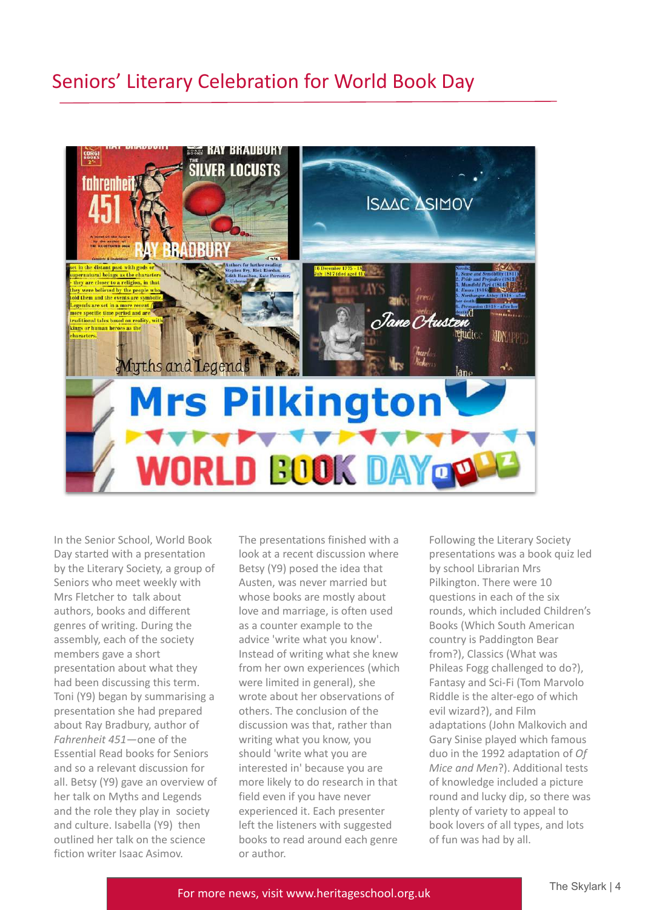# Seniors' Literary Celebration for World Book Day

In the Senior School, World Book Day started with a presentation by the Literary Society, a group of Seniors who meet weekly with Mrs Fletcher to talk about authors, books and different genres of writing. During the assembly, each of the society members gave a short presentation about what they had been discussing this term. Toni (Y9) began by summarising a presentation she had prepared about Ray Bradbury, author of *Fahrenheit 451*—one of the Essential Read books for Seniors and so a relevant discussion for all. Betsy (Y9) gave an overview of her talk on Myths and Legends and the role they play in society and culture. Isabella (Y9) then outlined her talk on the science fiction writer Isaac Asimov.

The presentations finished with a look at a recent discussion where Betsy (Y9) posed the idea that Austen, was never married but whose books are mostly about love and marriage, is often used as a counter example to the advice 'write what you know'. Instead of writing what she knew from her own experiences (which were limited in general), she wrote about her observations of others. The conclusion of the discussion was that, rather than writing what you know, you should 'write what you are interested in' because you are more likely to do research in that field even if you have never experienced it. Each presenter left the listeners with suggested books to read around each genre or author.

Following the Literary Society presentations was a book quiz led by school Librarian Mrs Pilkington. There were 10 questions in each of the six rounds, which included Children's Books (Which South American country is Paddington Bear from?), Classics (What was Phileas Fogg challenged to do?), Fantasy and Sci-Fi (Tom Marvolo Riddle is the alter-ego of which evil wizard?), and Film adaptations (John Malkovich and Gary Sinise played which famous duo in the 1992 adaptation of *Of Mice and Men*?). Additional tests of knowledge included a picture round and lucky dip, so there was plenty of variety to appeal to book lovers of all types, and lots of fun was had by all.

For more news, visit www.heritageschool.org.uk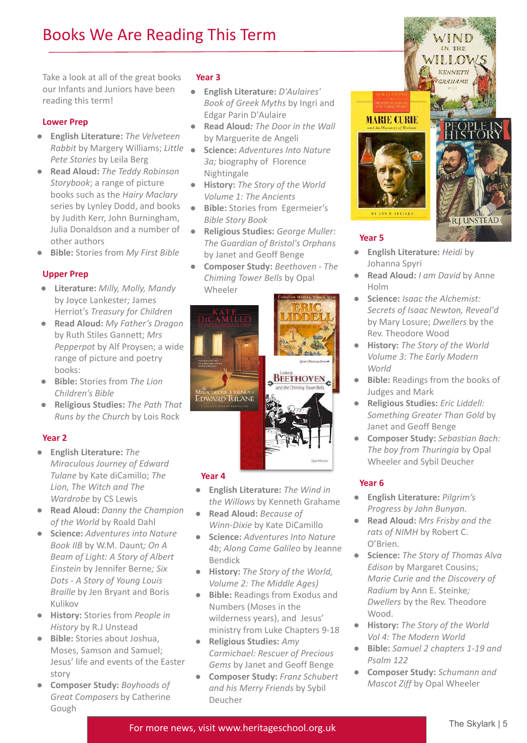# Books We Are Reading This Term

Take a look at all of the great books our Infants and Juniors have been reading this term!

### Lower Prep

- **English Literature:** *The Velveteen Rabbit* by Margery Williams; *Little Pete Stories* by Leila Berg
- **Read Aloud:** *The Teddy Robinson Storybook*; a range of picture books such as the *Hairy Maclary* series by Lynley Dodd, and books by Judith Kerr, John Burningham, Julia Donaldson and a number of other authors
- **Bible:** Stories from *My First Bible*

### Upper Prep

- **Literature:** *Milly, Molly, Mandy* by Joyce Lankester*;* James Herriot's *Treasury for Children*
- **Read Aloud:** *My Father's Dragon* by Ruth Stiles Gannett; *Mrs Pepperpot* by Alf Proysen; a wide range of picture and poetry books:
- **Bible:** Stories from *The Lion Children's Bible*
- **Religious Studies:** *The Path That Runs by the Church* by Lois Rock

### Year 2

- **English Literature:** *The Miraculous Journey of Edward Tulane* by Kate diCamillo; *The Lion, The Witch and The Wardrobe* by CS Lewis
- **Read Aloud:** *Danny the Champion of the World* by Roald Dahl
- **Science:** *Adventures into Nature Book IIB* by W.M. Daunt*; On A Beam of Light: A Story of Albert Einstein* by Jennifer Berne*; Six Dots - A Story of Young Louis Braille* by Jen Bryant and Boris Kulikov
- **History:** Stories from *People in History* by R.J Unstead
- **Bible:** Stories about Joshua, Moses, Samson and Samuel; Jesus' life and events of the Easter story
- **Composer Study:** *Boyhoods of Great Composers* by Catherine Gough

### Year 3

- **English Literature:** *D'Aulaires' Book of Greek Myths* by Ingri and Edgar Parin D'Aulaire
- **Read Aloud***: The Door in the Wall* by Marguerite de Angeli
- **Science:** *Adventures Into Nature 3a;* biography of Florence Nightingale
- **History:** *The Story of the World Volume 1: The Ancients*
- **Bible:** Stories from Egermeier's *Bible Story Book*
- **Religious Studies:** *George Muller: The Guardian of Bristol's Orphans* by Janet and Geoff Benge
- **Composer Study:** *Beethoven - The Chiming Tower Bells* by Opal Wheeler

### Year 4

- **English Literature:** *The Wind in the Willows* by Kenneth Grahame
- **Read Aloud:** *Because of Winn-Dixie* by Kate DiCamillo
- **Science:** *Adventures Into Nature 4b*; *Along Came Galileo* by Jeanne Bendick
- **History:** *The Story of the World, Volume 2: The Middle Ages)*
- **Bible:** Readings from Exodus and Numbers (Moses in the wilderness years), and Jesus' ministry from Luke Chapters 9-18
- **Religious Studies:** *Amy Carmichael: Rescuer of Precious Gems* by Janet and Geoff Benge
- **Composer Study:** *Franz Schubert and his Merry Friends* by Sybil Deucher

### Year 5

- **English Literature:** *Heidi* by Johanna Spyri
- **Read Aloud:** *I am David* by Anne Holm
- **Science:** *Isaac the Alchemist: Secrets of Isaac Newton, Reveal'd* by Mary Losure; *Dwellers* by the Rev. Theodore Wood
- **History:** *The Story of the World Volume 3: The Early Modern World*
- **Bible:** Readings from the books of Judges and Mark
- **Religious Studies:** *Eric Liddell: Something Greater Than Gold* by Janet and Geoff Benge
- **Composer Study:** *Sebastian Bach: The boy from Thuringia* by Opal Wheeler and Sybil Deucher

### Year 6

- **English Literature:** *Pilgrim's Progress by John Bunyan.*
- **Read Aloud:** *Mrs Frisby and the rats of NIMH* by Robert C. O'Brien.
- **Science:** *The Story of Thomas Alva Edison* by Margaret Cousins; *Marie Curie and the Discovery of Radium* by Ann E. Steinke*; Dwellers* by the Rev. Theodore Wood.
- **History:** *The Story of the World Vol 4: The Modern World*
- **Bible:** *Samuel 2 chapters 1-19 and Psalm 122*
- **Composer Study:** *Schumann and Mascot Ziff* by Opal Wheeler

For more news, visit www.heritageschool.org.uk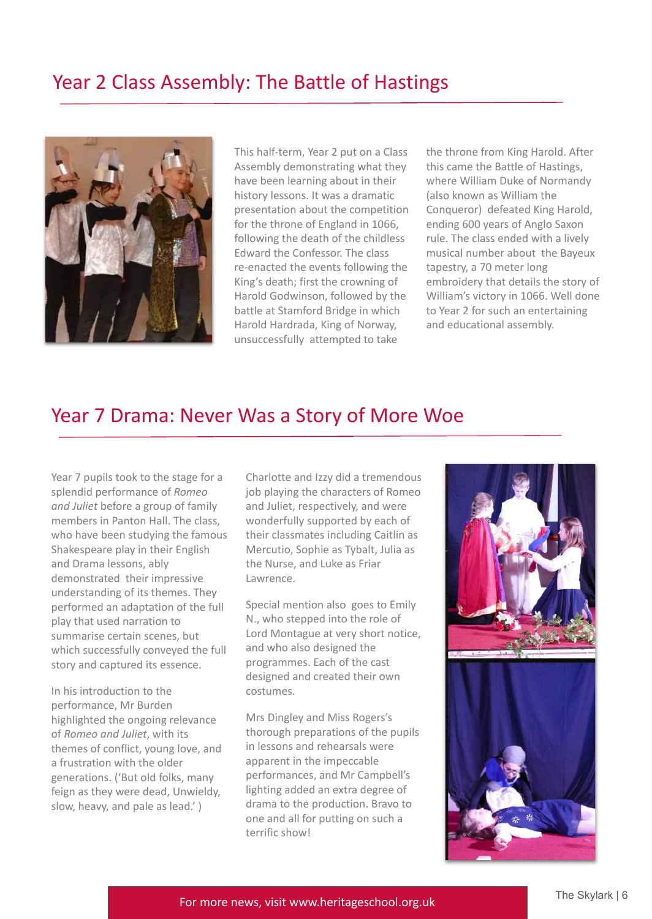## Year 2 Class Assembly: The Battle of Hastings

This half-term, Year 2 put on a Class Assembly demonstrating what they have been learning about in their history lessons. It was a dramatic presentation about the competition for the throne of England in 1066, following the death of the childless Edward the Confessor. The class re-enacted the events following the King's death; first the crowning of Harold Godwinson, followed by the battle at Stamford Bridge in which Harold Hardrada, King of Norway, unsuccessfully attempted to take the throne from King Harold. After this came the Battle of Hastings, where William Duke of Normandy (also known as William the Conqueror) defeated King Harold, ending 600 years of Anglo Saxon rule. The class ended with a lively musical number about the Bayeux tapestry, a 70 meter long embroidery that details the story of William's victory in 1066. Well done to Year 2 for such an entertaining and educational assembly.

## Year 7 Drama: Never Was a Story of More Woe

Year 7 pupils took to the stage for a splendid performance of *Romeo and Juliet* before a group of family members in Panton Hall. The class, who have been studying the famous Shakespeare play in their English and Drama lessons, ably demonstrated their impressive understanding of its themes. They performed an adaptation of the full play that used narration to summarise certain scenes, but which successfully conveyed the full story and captured its essence.

In his introduction to the performance, Mr Burden highlighted the ongoing relevance of *Romeo and Juliet*, with its themes of conflict, young love, and a frustration with the older generations. ('But old folks, many feign as they were dead, Unwieldy, slow, heavy, and pale as lead.' )

Charlotte and Izzy did a tremendous job playing the characters of Romeo and Juliet, respectively, and were wonderfully supported by each of their classmates including Caitlin as Mercutio, Sophie as Tybalt, Julia as the Nurse, and Luke as Friar Lawrence.

Special mention also goes to Emily N., who stepped into the role of Lord Montague at very short notice, and who also designed the programmes. Each of the cast designed and created their own costumes.

Mrs Dingley and Miss Rogers's thorough preparations of the pupils in lessons and rehearsals were apparent in the impeccable performances, and Mr Campbell's lighting added an extra degree of drama to the production. Bravo to one and all for putting on such a terrific show!

For more news, visit www.heritageschool.org.uk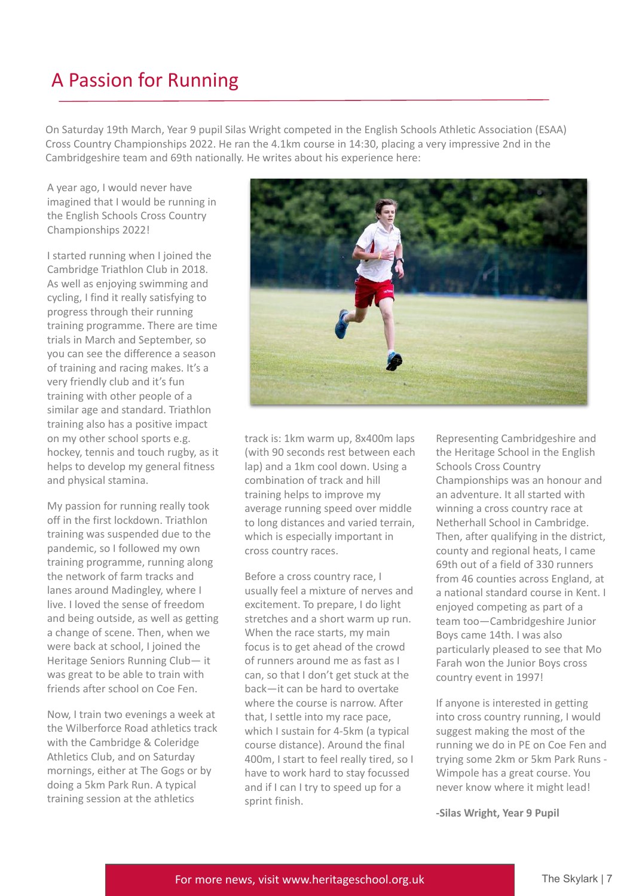# A Passion for Running

On Saturday 19th March, Year 9 pupil Silas Wright competed in the English Schools Athletic Association (ESAA) Cross Country Championships 2022. He ran the 4.1km course in 14:30, placing a very impressive 2nd in the Cambridgeshire team and 69th nationally. He writes about his experience here:

A year ago, I would never have imagined that I would be running in the English Schools Cross Country Championships 2022!

I started running when I joined the Cambridge Triathlon Club in 2018. As well as enjoying swimming and cycling, I find it really satisfying to progress through their running training programme. There are time trials in March and September, so you can see the difference a season of training and racing makes. It's a very friendly club and it's fun training with other people of a similar age and standard. Triathlon training also has a positive impact on my other school sports e.g. hockey, tennis and touch rugby, as it helps to develop my general fitness and physical stamina.

My passion for running really took off in the first lockdown. Triathlon training was suspended due to the pandemic, so I followed my own training programme, running along the network of farm tracks and lanes around Madingley, where I live. I loved the sense of freedom and being outside, as well as getting a change of scene. Then, when we were back at school, I joined the Heritage Seniors Running Club— it was great to be able to train with friends after school on Coe Fen.

Now, I train two evenings a week at the Wilberforce Road athletics track with the Cambridge & Coleridge Athletics Club, and on Saturday mornings, either at The Gogs or by doing a 5km Park Run. A typical training session at the athletics track is: 1km warm up, 8x400m laps (with 90 seconds rest between each lap) and a 1km cool down. Using a combination of track and hill training helps to improve my average running speed over middle to long distances and varied terrain, which is especially important in cross country races.

Before a cross country race, I usually feel a mixture of nerves and excitement. To prepare, I do light stretches and a short warm up run. When the race starts, my main focus is to get ahead of the crowd of runners around me as fast as I can, so that I don't get stuck at the back—it can be hard to overtake where the course is narrow. After that, I settle into my race pace, which I sustain for 4-5km (a typical course distance). Around the final 400m, I start to feel really tired, so I have to work hard to stay focussed and if I can I try to speed up for a sprint finish.

Representing Cambridgeshire and the Heritage School in the English Schools Cross Country Championships was an honour and an adventure. It all started with winning a cross country race at Netherhall School in Cambridge. Then, after qualifying in the district, county and regional heats, I came 69th out of a field of 330 runners from 46 counties across England, at a national standard course in Kent. I enjoyed competing as part of a team too—Cambridgeshire Junior Boys came 14th. I was also particularly pleased to see that Mo Farah won the Junior Boys cross country event in 1997!

If anyone is interested in getting into cross country running, I would suggest making the most of the running we do in PE on Coe Fen and trying some 2km or 5km Park Runs - Wimpole has a great course. You never know where it might lead!

**-Silas Wright, Year 9 Pupil**

For more news, visit www.heritageschool.org.uk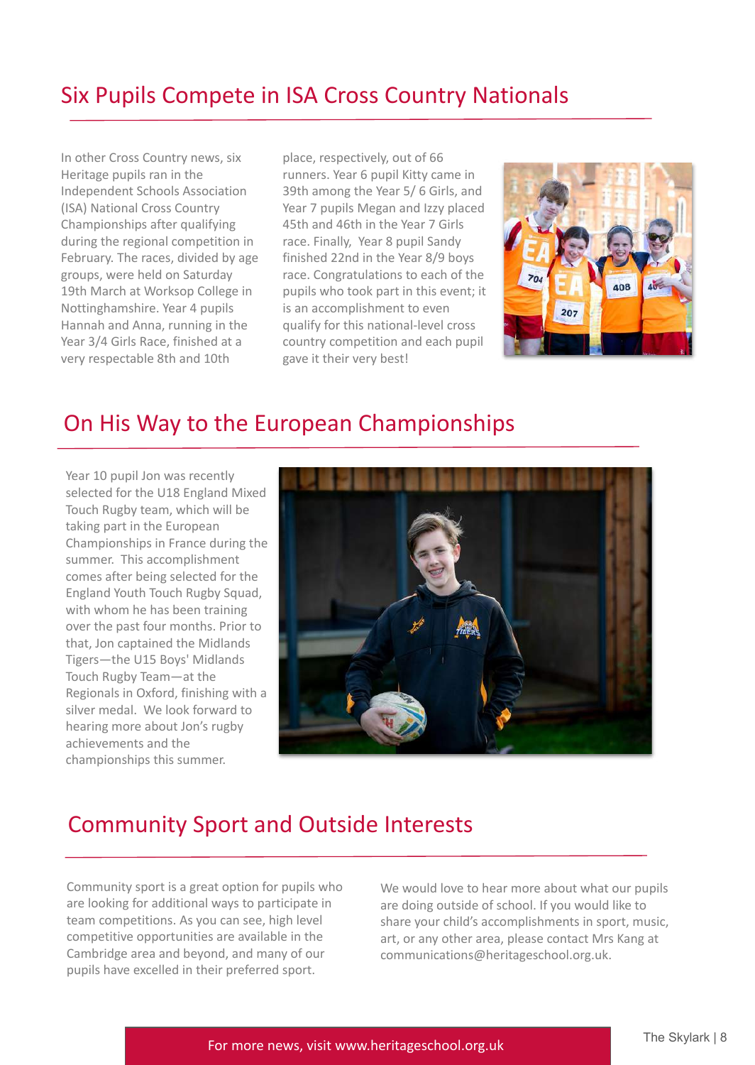## Six Pupils Compete in ISA Cross Country Nationals

In other Cross Country news, six Heritage pupils ran in the Independent Schools Association (ISA) National Cross Country Championships after qualifying during the regional competition in February. The races, divided by age groups, were held on Saturday 19th March at Worksop College in Nottinghamshire. Year 4 pupils Hannah and Anna, running in the Year 3/4 Girls Race, finished at a very respectable 8th and 10th place, respectively, out of 66 runners. Year 6 pupil Kitty came in 39th among the Year 5/ 6 Girls, and Year 7 pupils Megan and Izzy placed 45th and 46th in the Year 7 Girls race. Finally, Year 8 pupil Sandy finished 22nd in the Year 8/9 boys race. Congratulations to each of the pupils who took part in this event; it is an accomplishment to even qualify for this national-level cross country competition and each pupil gave it their very best!

## On His Way to the European Championships

Year 10 pupil Jon was recently selected for the U18 England Mixed Touch Rugby team, which will be taking part in the European Championships in France during the summer. This accomplishment comes after being selected for the England Youth Touch Rugby Squad, with whom he has been training over the past four months. Prior to that, Jon captained the Midlands Tigers—the U15 Boys' Midlands Touch Rugby Team—at the Regionals in Oxford, finishing with a silver medal. We look forward to hearing more about Jon's rugby achievements and the championships this summer.

## Community Sport and Outside Interests

Community sport is a great option for pupils who are looking for additional ways to participate in team competitions. As you can see, high level competitive opportunities are available in the Cambridge area and beyond, and many of our pupils have excelled in their preferred sport.

We would love to hear more about what our pupils are doing outside of school. If you would like to share your child's accomplishments in sport, music, art, or any other area, please contact Mrs Kang at communications@heritageschool.org.uk.

For more news, visit www.heritageschool.org.uk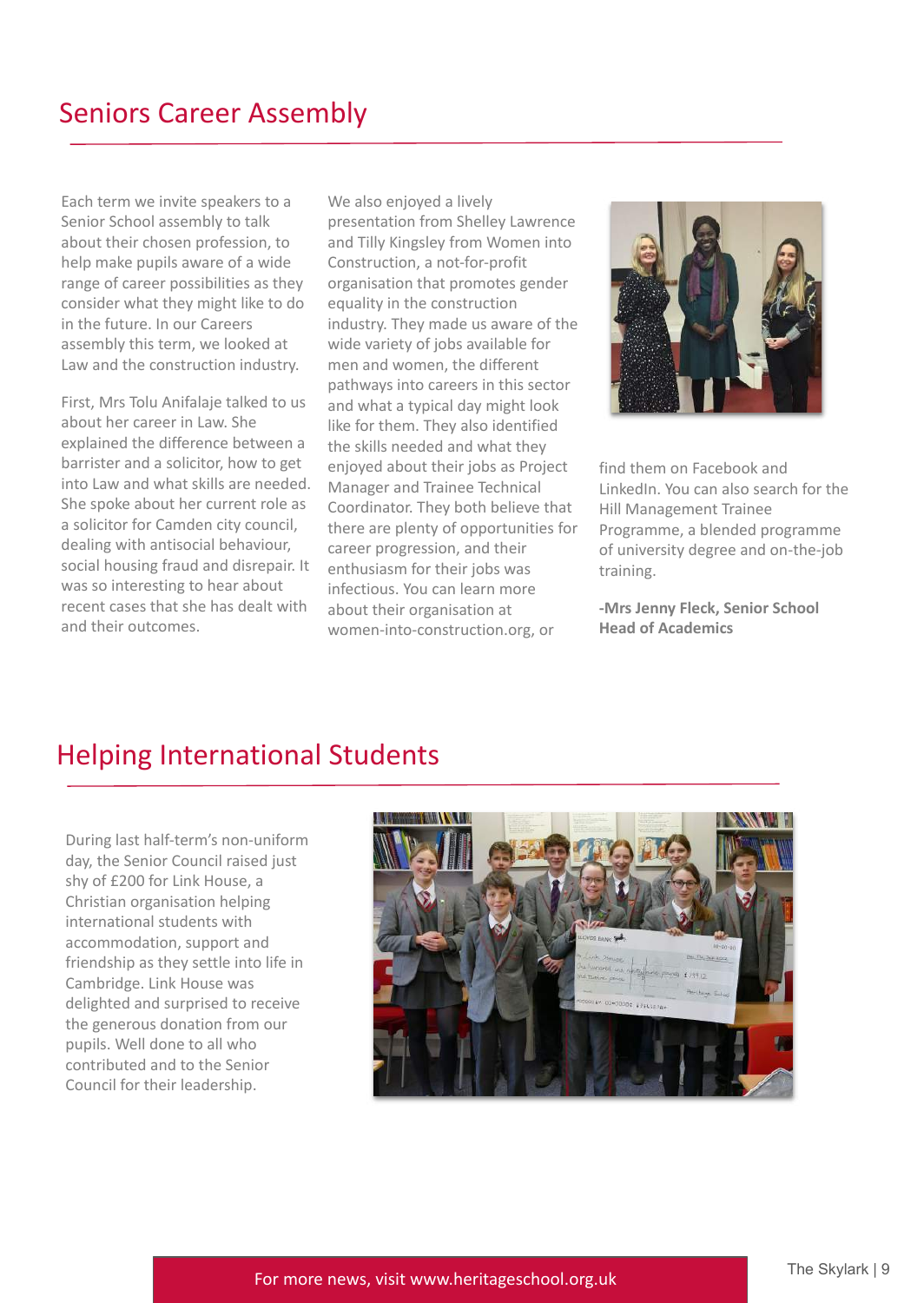## Seniors Career Assembly

Each term we invite speakers to a Senior School assembly to talk about their chosen profession, to help make pupils aware of a wide range of career possibilities as they consider what they might like to do in the future. In our Careers assembly this term, we looked at Law and the construction industry.

First, Mrs Tolu Anifalaje talked to us about her career in Law. She explained the difference between a barrister and a solicitor, how to get into Law and what skills are needed. She spoke about her current role as a solicitor for Camden city council, dealing with antisocial behaviour, social housing fraud and disrepair. It was so interesting to hear about recent cases that she has dealt with and their outcomes.

We also enjoyed a lively presentation from Shelley Lawrence and Tilly Kingsley from Women into Construction, a not-for-profit organisation that promotes gender equality in the construction industry. They made us aware of the wide variety of jobs available for men and women, the different pathways into careers in this sector and what a typical day might look like for them. They also identified the skills needed and what they enjoyed about their jobs as Project Manager and Trainee Technical Coordinator. They both believe that there are plenty of opportunities for career progression, and their enthusiasm for their jobs was infectious. You can learn more about their organisation at women-into-construction.org, or find them on Facebook and LinkedIn. You can also search for the Hill Management Trainee Programme, a blended programme of university degree and on-the-job training.

**-Mrs Jenny Fleck, Senior School Head of Academics**

## Helping International Students

During last half-term's non-uniform day, the Senior Council raised just shy of £200 for Link House, a Christian organisation helping international students with accommodation, support and friendship as they settle into life in Cambridge. Link House was delighted and surprised to receive the generous donation from our pupils. Well done to all who contributed and to the Senior Council for their leadership.

For more news, visit www.heritageschool.org.uk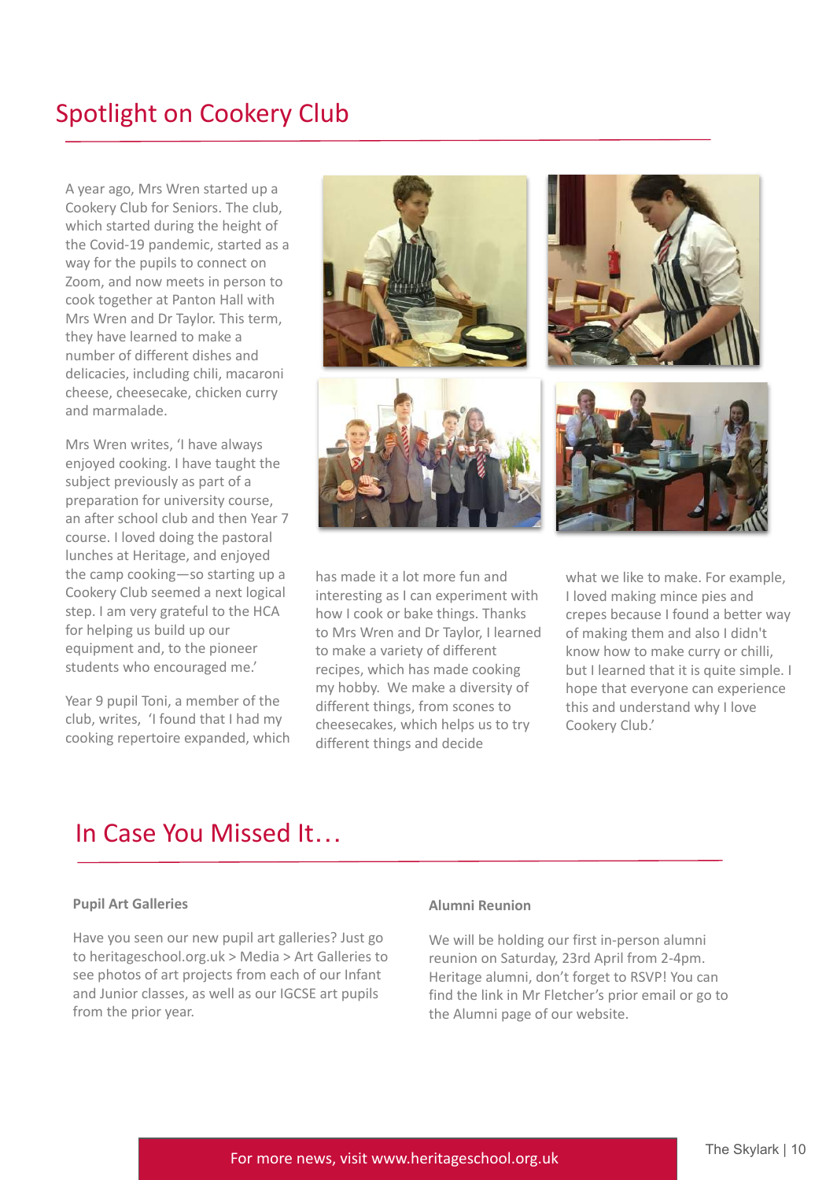## Spotlight on Cookery Club

A year ago, Mrs Wren started up a Cookery Club for Seniors. The club, which started during the height of the Covid-19 pandemic, started as a way for the pupils to connect on Zoom, and now meets in person to cook together at Panton Hall with Mrs Wren and Dr Taylor. This term, they have learned to make a number of different dishes and delicacies, including chili, macaroni cheese, cheesecake, chicken curry and marmalade.

Mrs Wren writes, 'I have always enjoyed cooking. I have taught the subject previously as part of a preparation for university course, an after school club and then Year 7 course. I loved doing the pastoral lunches at Heritage, and enjoyed the camp cooking—so starting up a Cookery Club seemed a next logical step. I am very grateful to the HCA for helping us build up our equipment and, to the pioneer students who encouraged me.'

Year 9 pupil Toni, a member of the club, writes, 'I found that I had my cooking repertoire expanded, which has made it a lot more fun and interesting as I can experiment with how I cook or bake things. Thanks to Mrs Wren and Dr Taylor, I learned to make a variety of different recipes, which has made cooking my hobby. We make a diversity of different things, from scones to cheesecakes, which helps us to try different things and decide what we like to make. For example, I loved making mince pies and crepes because I found a better way of making them and also I didn't know how to make curry or chilli, but I learned that it is quite simple. I hope that everyone can experience this and understand why I love Cookery Club.'

## In Case You Missed It…

**Pupil Art Galleries**

Have you seen our new pupil art galleries? Just go to heritageschool.org.uk > Media > Art Galleries to see photos of art projects from each of our Infant and Junior classes, as well as our IGCSE art pupils from the prior year.

**Alumni Reunion**

We will be holding our first in-person alumni reunion on Saturday, 23rd April from 2-4pm. Heritage alumni, don't forget to RSVP! You can find the link in Mr Fletcher's prior email or go to the Alumni page of our website.

For more news, visit www.heritageschool.org.uk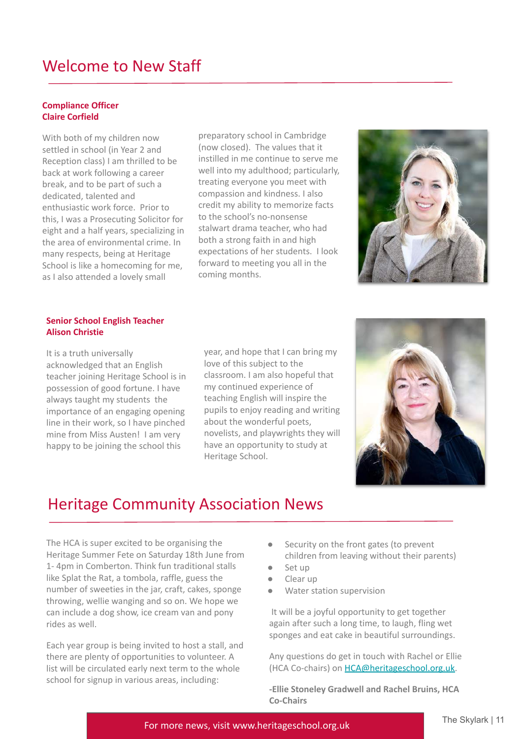# Welcome to New Staff

**Compliance Officer**
**Claire Corfield**

With both of my children now settled in school (in Year 2 and Reception class) I am thrilled to be back at work following a career break, and to be part of such a dedicated, talented and enthusiastic work force. Prior to this, I was a Prosecuting Solicitor for eight and a half years, specializing in the area of environmental crime. In many respects, being at Heritage School is like a homecoming for me, as I also attended a lovely small preparatory school in Cambridge (now closed). The values that it instilled in me continue to serve me well into my adulthood; particularly, treating everyone you meet with compassion and kindness. I also credit my ability to memorize facts to the school's no-nonsense stalwart drama teacher, who had both a strong faith in and high expectations of her students. I look forward to meeting you all in the coming months.

**Senior School English Teacher**
**Alison Christie**

It is a truth universally acknowledged that an English teacher joining Heritage School is in possession of good fortune. I have always taught my students the importance of an engaging opening line in their work, so I have pinched mine from Miss Austen! I am very happy to be joining the school this year, and hope that I can bring my love of this subject to the classroom. I am also hopeful that my continued experience of teaching English will inspire the pupils to enjoy reading and writing about the wonderful poets, novelists, and playwrights they will have an opportunity to study at Heritage School.

# Heritage Community Association News

The HCA is super excited to be organising the Heritage Summer Fete on Saturday 18th June from 1- 4pm in Comberton. Think fun traditional stalls like Splat the Rat, a tombola, raffle, guess the number of sweeties in the jar, craft, cakes, sponge throwing, wellie wanging and so on. We hope we can include a dog show, ice cream van and pony rides as well.

Each year group is being invited to host a stall, and there are plenty of opportunities to volunteer. A list will be circulated early next term to the whole school for signup in various areas, including:

- Security on the front gates (to prevent children from leaving without their parents)
- Set up
- Clear up
- Water station supervision

It will be a joyful opportunity to get together again after such a long time, to laugh, fling wet sponges and eat cake in beautiful surroundings.

Any questions do get in touch with Rachel or Ellie (HCA Co-chairs) on HCA@heritageschool.org.uk.

**-Ellie Stoneley Gradwell and Rachel Bruins, HCA Co-Chairs**

For more news, visit www.heritageschool.org.uk